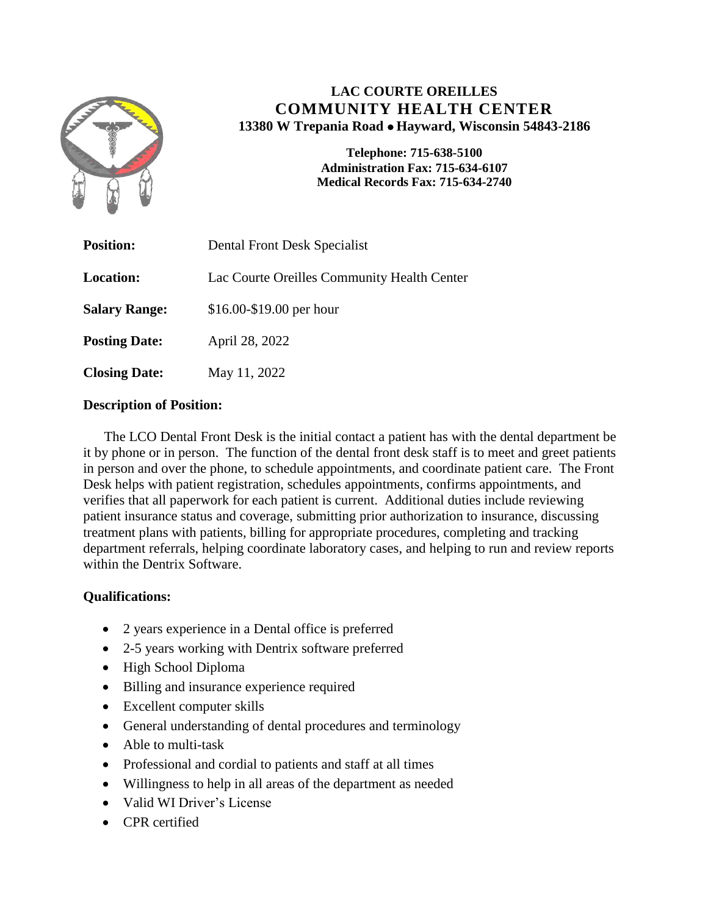# LAC COURTE OREILLES
## COMMUNITY HEALTH CENTER

**13380 W Trepania Road • Hayward, Wisconsin 54843-2186**

**Telephone: 715-638-5100**
**Administration Fax: 715-634-6107**
**Medical Records Fax: 715-634-2740**

| | |
|---|---|
| **Position:** | Dental Front Desk Specialist |
| **Location:** | Lac Courte Oreilles Community Health Center |
| **Salary Range:** | $16.00-$19.00 per hour |
| **Posting Date:** | April 28, 2022 |
| **Closing Date:** | May 11, 2022 |

**Description of Position:**

The LCO Dental Front Desk is the initial contact a patient has with the dental department be it by phone or in person. The function of the dental front desk staff is to meet and greet patients in person and over the phone, to schedule appointments, and coordinate patient care. The Front Desk helps with patient registration, schedules appointments, confirms appointments, and verifies that all paperwork for each patient is current. Additional duties include reviewing patient insurance status and coverage, submitting prior authorization to insurance, discussing treatment plans with patients, billing for appropriate procedures, completing and tracking department referrals, helping coordinate laboratory cases, and helping to run and review reports within the Dentrix Software.

**Qualifications:**

- 2 years experience in a Dental office is preferred
- 2-5 years working with Dentrix software preferred
- High School Diploma
- Billing and insurance experience required
- Excellent computer skills
- General understanding of dental procedures and terminology
- Able to multi-task
- Professional and cordial to patients and staff at all times
- Willingness to help in all areas of the department as needed
- Valid WI Driver's License
- CPR certified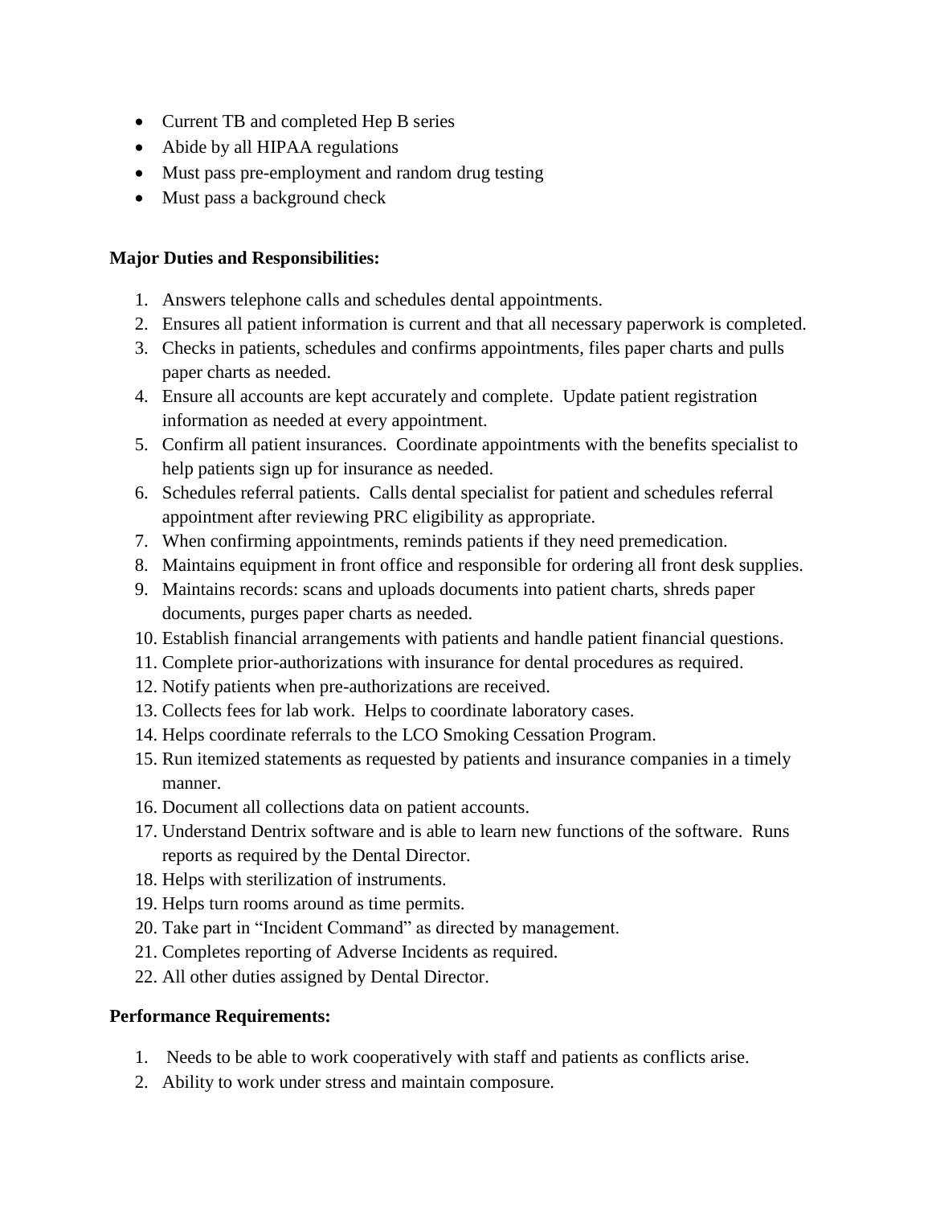- Current TB and completed Hep B series
- Abide by all HIPAA regulations
- Must pass pre-employment and random drug testing
- Must pass a background check

**Major Duties and Responsibilities:**

1. Answers telephone calls and schedules dental appointments.
2. Ensures all patient information is current and that all necessary paperwork is completed.
3. Checks in patients, schedules and confirms appointments, files paper charts and pulls paper charts as needed.
4. Ensure all accounts are kept accurately and complete. Update patient registration information as needed at every appointment.
5. Confirm all patient insurances. Coordinate appointments with the benefits specialist to help patients sign up for insurance as needed.
6. Schedules referral patients. Calls dental specialist for patient and schedules referral appointment after reviewing PRC eligibility as appropriate.
7. When confirming appointments, reminds patients if they need premedication.
8. Maintains equipment in front office and responsible for ordering all front desk supplies.
9. Maintains records: scans and uploads documents into patient charts, shreds paper documents, purges paper charts as needed.
10. Establish financial arrangements with patients and handle patient financial questions.
11. Complete prior-authorizations with insurance for dental procedures as required.
12. Notify patients when pre-authorizations are received.
13. Collects fees for lab work. Helps to coordinate laboratory cases.
14. Helps coordinate referrals to the LCO Smoking Cessation Program.
15. Run itemized statements as requested by patients and insurance companies in a timely manner.
16. Document all collections data on patient accounts.
17. Understand Dentrix software and is able to learn new functions of the software. Runs reports as required by the Dental Director.
18. Helps with sterilization of instruments.
19. Helps turn rooms around as time permits.
20. Take part in "Incident Command" as directed by management.
21. Completes reporting of Adverse Incidents as required.
22. All other duties assigned by Dental Director.

**Performance Requirements:**

1. Needs to be able to work cooperatively with staff and patients as conflicts arise.
2. Ability to work under stress and maintain composure.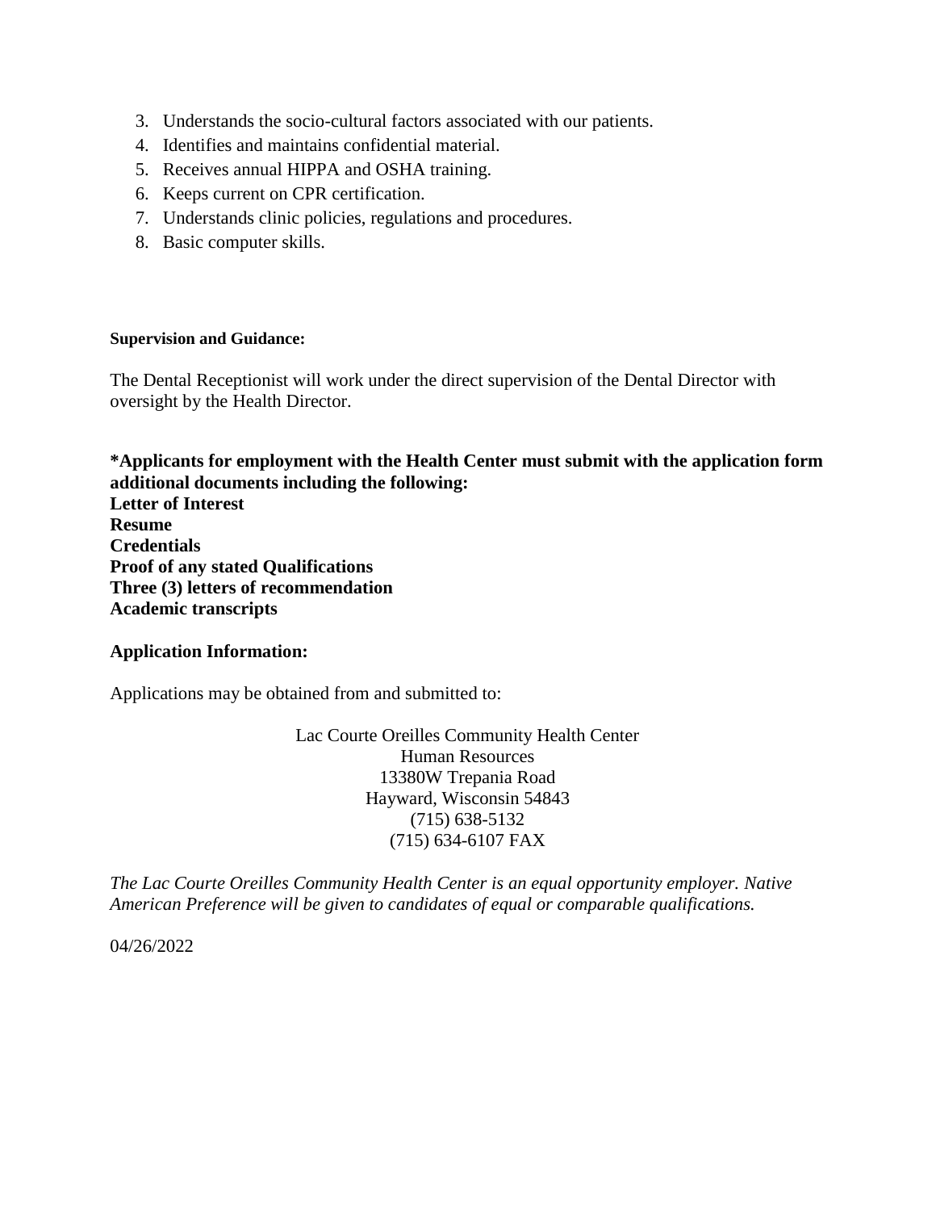3. Understands the socio-cultural factors associated with our patients.
4. Identifies and maintains confidential material.
5. Receives annual HIPPA and OSHA training.
6. Keeps current on CPR certification.
7. Understands clinic policies, regulations and procedures.
8. Basic computer skills.

**Supervision and Guidance:**

The Dental Receptionist will work under the direct supervision of the Dental Director with oversight by the Health Director.

**\*Applicants for employment with the Health Center must submit with the application form additional documents including the following:**
**Letter of Interest**
**Resume**
**Credentials**
**Proof of any stated Qualifications**
**Three (3) letters of recommendation**
**Academic transcripts**

**Application Information:**

Applications may be obtained from and submitted to:

Lac Courte Oreilles Community Health Center
Human Resources
13380W Trepania Road
Hayward, Wisconsin 54843
(715) 638-5132
(715) 634-6107 FAX

*The Lac Courte Oreilles Community Health Center is an equal opportunity employer. Native American Preference will be given to candidates of equal or comparable qualifications.*

04/26/2022